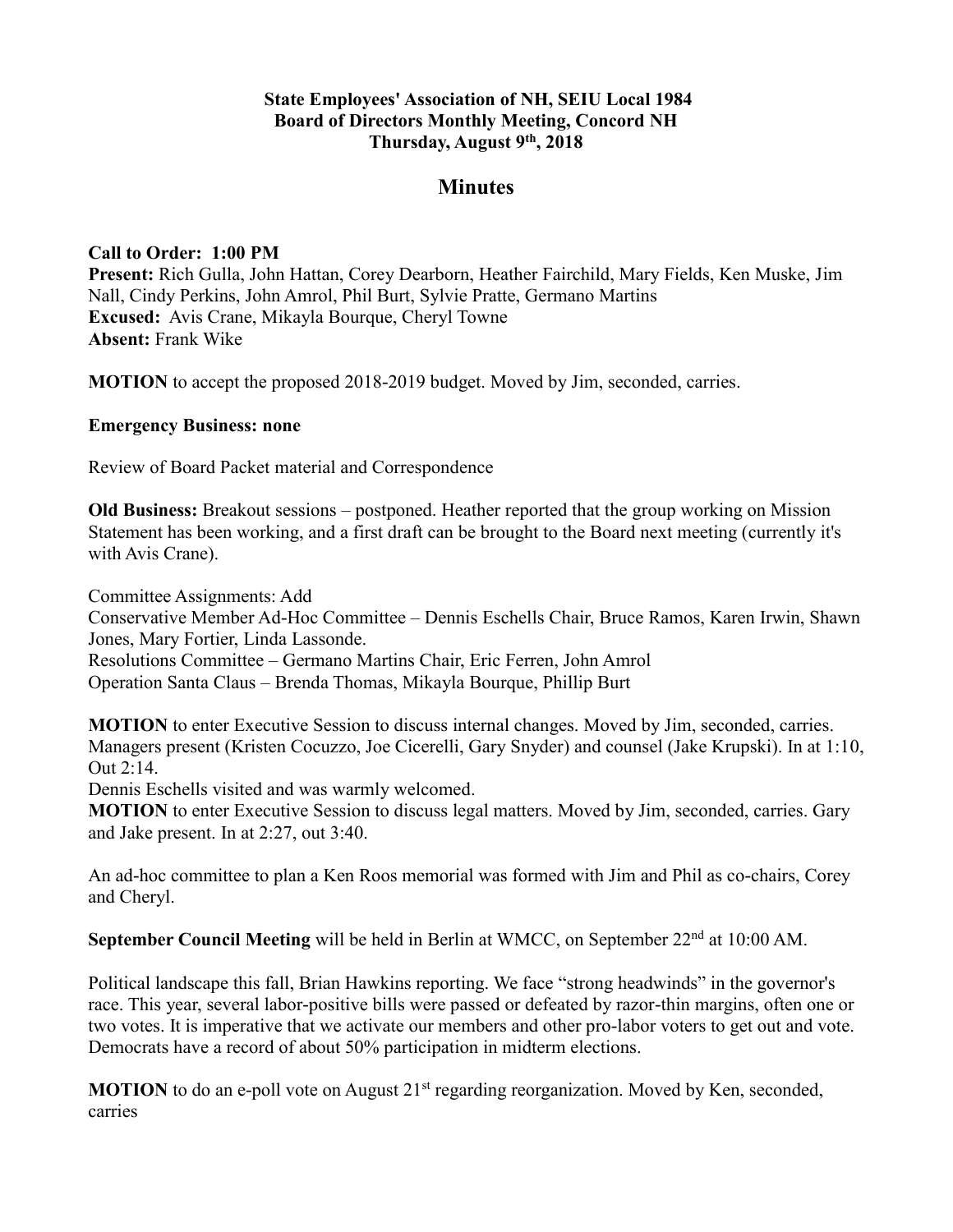**State Employees' Association of NH, SEIU Local 1984**
**Board of Directors Monthly Meeting, Concord NH**
**Thursday, August 9th, 2018**

# Minutes

**Call to Order: 1:00 PM**
**Present:** Rich Gulla, John Hattan, Corey Dearborn, Heather Fairchild, Mary Fields, Ken Muske, Jim Nall, Cindy Perkins, John Amrol, Phil Burt, Sylvie Pratte, Germano Martins
**Excused:** Avis Crane, Mikayla Bourque, Cheryl Towne
**Absent:** Frank Wike

**MOTION** to accept the proposed 2018-2019 budget. Moved by Jim, seconded, carries.

**Emergency Business: none**

Review of Board Packet material and Correspondence

**Old Business:** Breakout sessions – postponed. Heather reported that the group working on Mission Statement has been working, and a first draft can be brought to the Board next meeting (currently it's with Avis Crane).

Committee Assignments: Add
Conservative Member Ad-Hoc Committee – Dennis Eschells Chair, Bruce Ramos, Karen Irwin, Shawn Jones, Mary Fortier, Linda Lassonde.
Resolutions Committee – Germano Martins Chair, Eric Ferren, John Amrol
Operation Santa Claus – Brenda Thomas, Mikayla Bourque, Phillip Burt

**MOTION** to enter Executive Session to discuss internal changes. Moved by Jim, seconded, carries. Managers present (Kristen Cocuzzo, Joe Cicerelli, Gary Snyder) and counsel (Jake Krupski). In at 1:10, Out 2:14.
Dennis Eschells visited and was warmly welcomed.
**MOTION** to enter Executive Session to discuss legal matters. Moved by Jim, seconded, carries. Gary and Jake present. In at 2:27, out 3:40.

An ad-hoc committee to plan a Ken Roos memorial was formed with Jim and Phil as co-chairs, Corey and Cheryl.

**September Council Meeting** will be held in Berlin at WMCC, on September 22nd at 10:00 AM.

Political landscape this fall, Brian Hawkins reporting. We face "strong headwinds" in the governor's race. This year, several labor-positive bills were passed or defeated by razor-thin margins, often one or two votes. It is imperative that we activate our members and other pro-labor voters to get out and vote. Democrats have a record of about 50% participation in midterm elections.

**MOTION** to do an e-poll vote on August 21st regarding reorganization. Moved by Ken, seconded, carries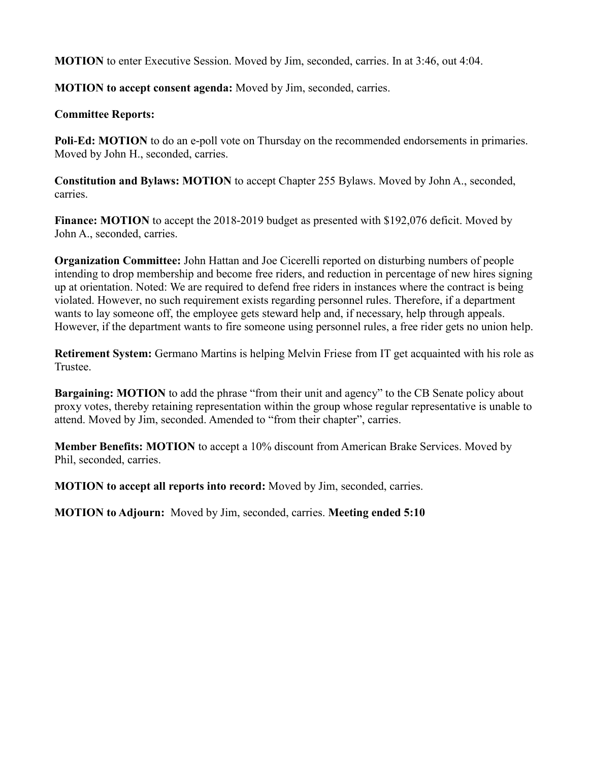**MOTION** to enter Executive Session. Moved by Jim, seconded, carries. In at 3:46, out 4:04.

**MOTION to accept consent agenda:** Moved by Jim, seconded, carries.

**Committee Reports:**

**Poli-Ed: MOTION** to do an e-poll vote on Thursday on the recommended endorsements in primaries. Moved by John H., seconded, carries.

**Constitution and Bylaws: MOTION** to accept Chapter 255 Bylaws. Moved by John A., seconded, carries.

**Finance: MOTION** to accept the 2018-2019 budget as presented with $192,076 deficit. Moved by John A., seconded, carries.

**Organization Committee:** John Hattan and Joe Cicerelli reported on disturbing numbers of people intending to drop membership and become free riders, and reduction in percentage of new hires signing up at orientation. Noted: We are required to defend free riders in instances where the contract is being violated. However, no such requirement exists regarding personnel rules. Therefore, if a department wants to lay someone off, the employee gets steward help and, if necessary, help through appeals. However, if the department wants to fire someone using personnel rules, a free rider gets no union help.

**Retirement System:** Germano Martins is helping Melvin Friese from IT get acquainted with his role as Trustee.

**Bargaining: MOTION** to add the phrase "from their unit and agency" to the CB Senate policy about proxy votes, thereby retaining representation within the group whose regular representative is unable to attend. Moved by Jim, seconded. Amended to "from their chapter", carries.

**Member Benefits: MOTION** to accept a 10% discount from American Brake Services. Moved by Phil, seconded, carries.

**MOTION to accept all reports into record:** Moved by Jim, seconded, carries.

**MOTION to Adjourn:** Moved by Jim, seconded, carries. **Meeting ended 5:10**